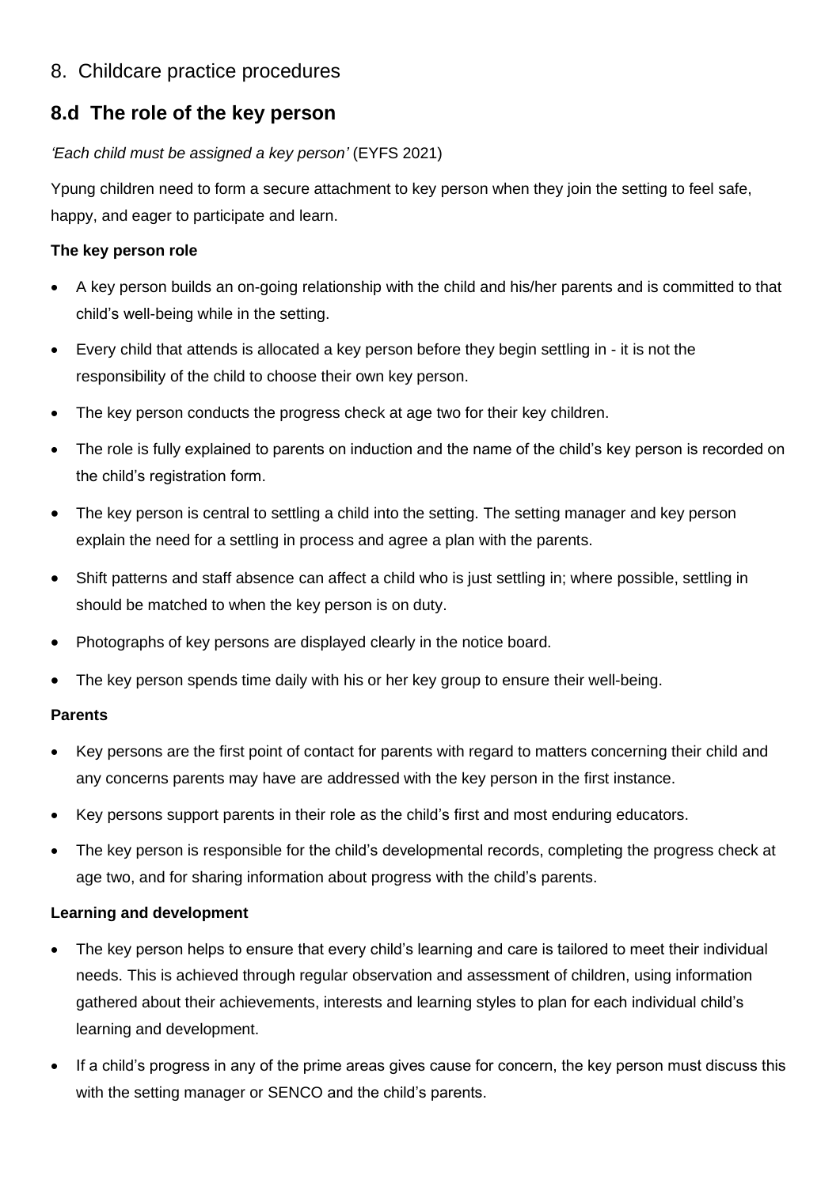## 8. Childcare practice procedures

### 8.d The role of the key person

*'Each child must be assigned a key person'* (EYFS 2021)

Ypung children need to form a secure attachment to key person when they join the setting to feel safe, happy, and eager to participate and learn.

**The key person role**

- A key person builds an on-going relationship with the child and his/her parents and is committed to that child's well-being while in the setting.
- Every child that attends is allocated a key person before they begin settling in - it is not the responsibility of the child to choose their own key person.
- The key person conducts the progress check at age two for their key children.
- The role is fully explained to parents on induction and the name of the child's key person is recorded on the child's registration form.
- The key person is central to settling a child into the setting. The setting manager and key person explain the need for a settling in process and agree a plan with the parents.
- Shift patterns and staff absence can affect a child who is just settling in; where possible, settling in should be matched to when the key person is on duty.
- Photographs of key persons are displayed clearly in the notice board.
- The key person spends time daily with his or her key group to ensure their well-being.

**Parents**

- Key persons are the first point of contact for parents with regard to matters concerning their child and any concerns parents may have are addressed with the key person in the first instance.
- Key persons support parents in their role as the child's first and most enduring educators.
- The key person is responsible for the child's developmental records, completing the progress check at age two, and for sharing information about progress with the child's parents.

**Learning and development**

- The key person helps to ensure that every child's learning and care is tailored to meet their individual needs. This is achieved through regular observation and assessment of children, using information gathered about their achievements, interests and learning styles to plan for each individual child's learning and development.
- If a child's progress in any of the prime areas gives cause for concern, the key person must discuss this with the setting manager or SENCO and the child's parents.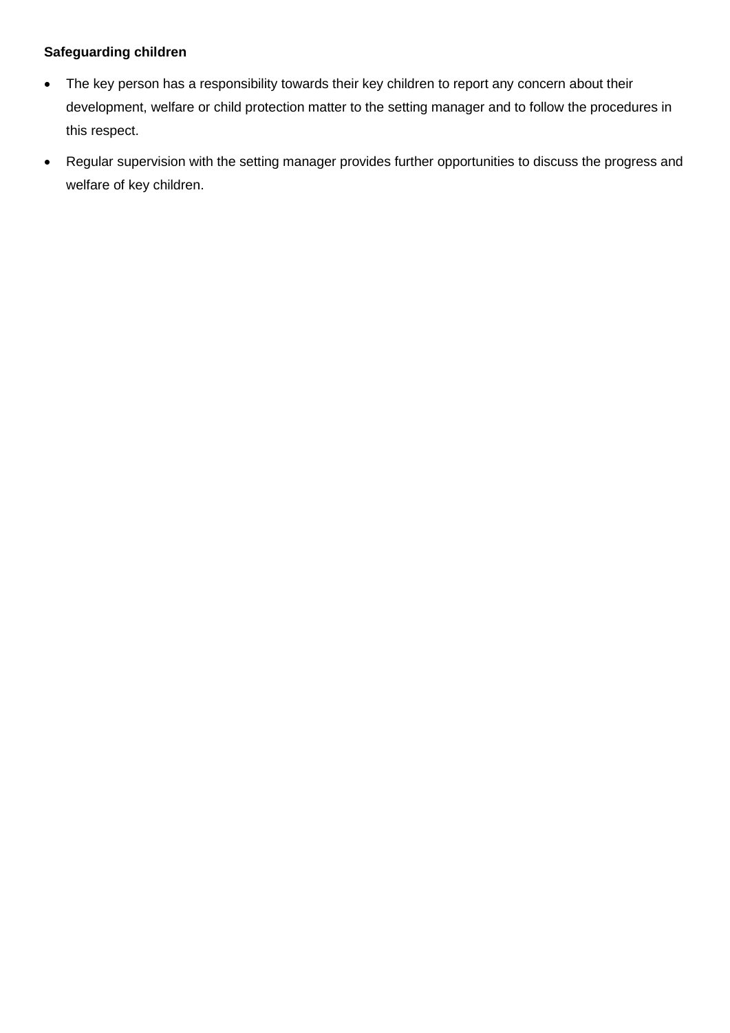**Safeguarding children**

- The key person has a responsibility towards their key children to report any concern about their development, welfare or child protection matter to the setting manager and to follow the procedures in this respect.
- Regular supervision with the setting manager provides further opportunities to discuss the progress and welfare of key children.